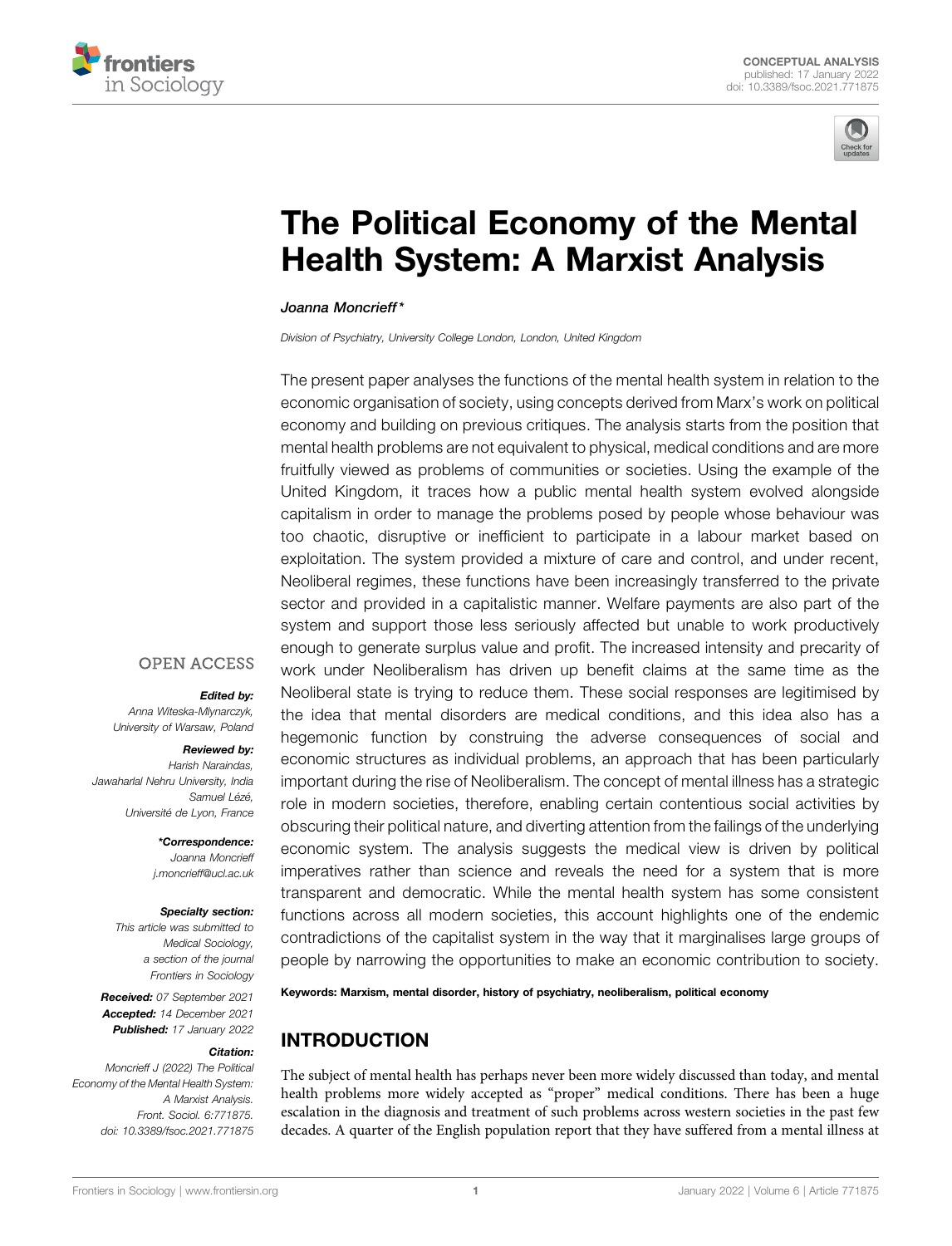CONCEPTUAL ANALYSIS
published: 17 January 2022
doi: 10.3389/fsoc.2021.771875

# The Political Economy of the Mental Health System: A Marxist Analysis

*Joanna Moncrieff\**

*Division of Psychiatry, University College London, London, United Kingdom*

The present paper analyses the functions of the mental health system in relation to the economic organisation of society, using concepts derived from Marx's work on political economy and building on previous critiques. The analysis starts from the position that mental health problems are not equivalent to physical, medical conditions and are more fruitfully viewed as problems of communities or societies. Using the example of the United Kingdom, it traces how a public mental health system evolved alongside capitalism in order to manage the problems posed by people whose behaviour was too chaotic, disruptive or inefficient to participate in a labour market based on exploitation. The system provided a mixture of care and control, and under recent, Neoliberal regimes, these functions have been increasingly transferred to the private sector and provided in a capitalistic manner. Welfare payments are also part of the system and support those less seriously affected but unable to work productively enough to generate surplus value and profit. The increased intensity and precarity of work under Neoliberalism has driven up benefit claims at the same time as the Neoliberal state is trying to reduce them. These social responses are legitimised by the idea that mental disorders are medical conditions, and this idea also has a hegemonic function by construing the adverse consequences of social and economic structures as individual problems, an approach that has been particularly important during the rise of Neoliberalism. The concept of mental illness has a strategic role in modern societies, therefore, enabling certain contentious social activities by obscuring their political nature, and diverting attention from the failings of the underlying economic system. The analysis suggests the medical view is driven by political imperatives rather than science and reveals the need for a system that is more transparent and democratic. While the mental health system has some consistent functions across all modern societies, this account highlights one of the endemic contradictions of the capitalist system in the way that it marginalises large groups of people by narrowing the opportunities to make an economic contribution to society.

**Keywords: Marxism, mental disorder, history of psychiatry, neoliberalism, political economy**

OPEN ACCESS

***Edited by:***
*Anna Witeska-Młynarczyk, University of Warsaw, Poland*

***Reviewed by:***
*Harish Naraindas, Jawaharlal Nehru University, India*
*Samuel Lézé, Université de Lyon, France*

***\*Correspondence:***
*Joanna Moncrieff*
*j.moncrieff@ucl.ac.uk*

***Specialty section:***
*This article was submitted to Medical Sociology, a section of the journal Frontiers in Sociology*

***Received:*** *07 September 2021*
***Accepted:*** *14 December 2021*
***Published:*** *17 January 2022*

***Citation:***
*Moncrieff J (2022) The Political Economy of the Mental Health System: A Marxist Analysis. Front. Sociol. 6:771875. doi: 10.3389/fsoc.2021.771875*

## INTRODUCTION

The subject of mental health has perhaps never been more widely discussed than today, and mental health problems more widely accepted as "proper" medical conditions. There has been a huge escalation in the diagnosis and treatment of such problems across western societies in the past few decades. A quarter of the English population report that they have suffered from a mental illness at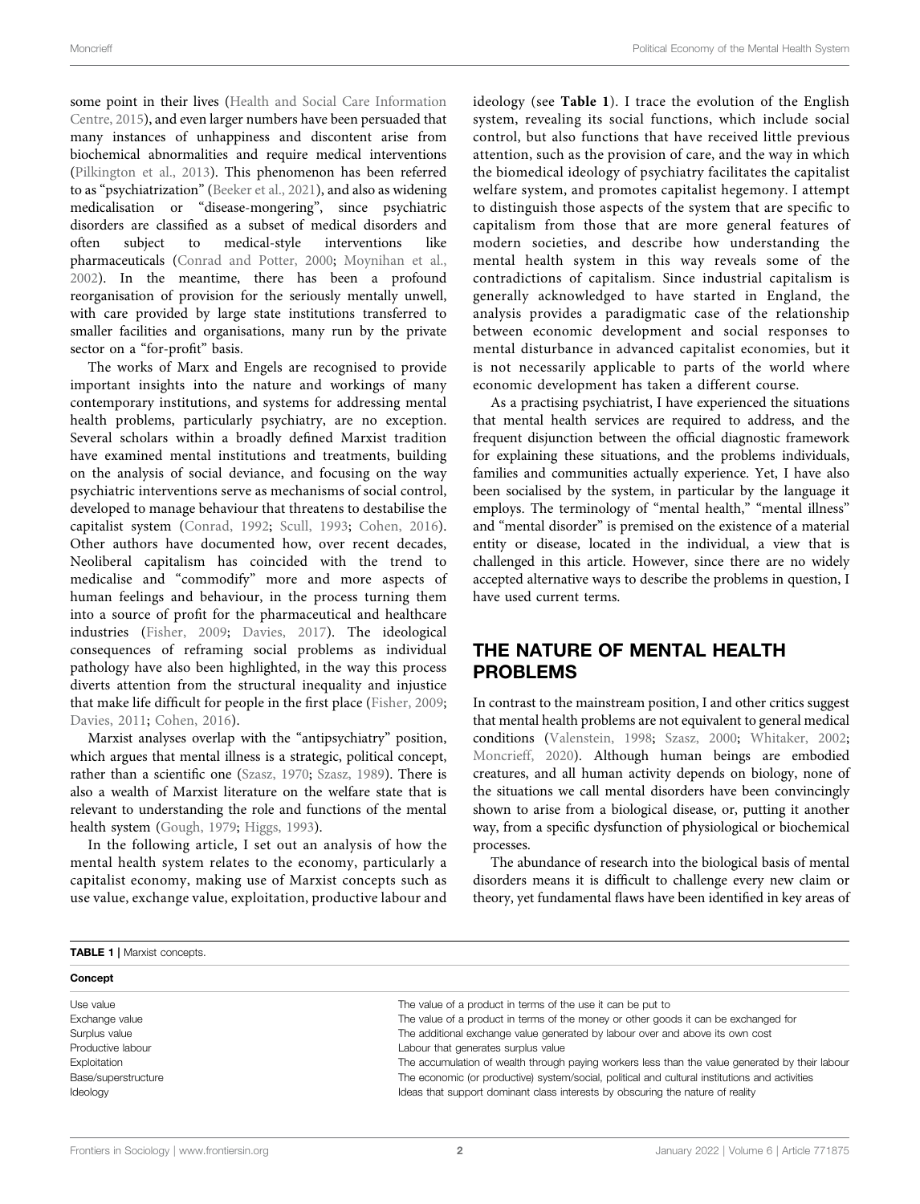some point in their lives (Health and Social Care Information Centre, 2015), and even larger numbers have been persuaded that many instances of unhappiness and discontent arise from biochemical abnormalities and require medical interventions (Pilkington et al., 2013). This phenomenon has been referred to as "psychiatrization" (Beeker et al., 2021), and also as widening medicalisation or "disease-mongering", since psychiatric disorders are classified as a subset of medical disorders and often subject to medical-style interventions like pharmaceuticals (Conrad and Potter, 2000; Moynihan et al., 2002). In the meantime, there has been a profound reorganisation of provision for the seriously mentally unwell, with care provided by large state institutions transferred to smaller facilities and organisations, many run by the private sector on a "for-profit" basis.

The works of Marx and Engels are recognised to provide important insights into the nature and workings of many contemporary institutions, and systems for addressing mental health problems, particularly psychiatry, are no exception. Several scholars within a broadly defined Marxist tradition have examined mental institutions and treatments, building on the analysis of social deviance, and focusing on the way psychiatric interventions serve as mechanisms of social control, developed to manage behaviour that threatens to destabilise the capitalist system (Conrad, 1992; Scull, 1993; Cohen, 2016). Other authors have documented how, over recent decades, Neoliberal capitalism has coincided with the trend to medicalise and "commodify" more and more aspects of human feelings and behaviour, in the process turning them into a source of profit for the pharmaceutical and healthcare industries (Fisher, 2009; Davies, 2017). The ideological consequences of reframing social problems as individual pathology have also been highlighted, in the way this process diverts attention from the structural inequality and injustice that make life difficult for people in the first place (Fisher, 2009; Davies, 2011; Cohen, 2016).

Marxist analyses overlap with the "antipsychiatry" position, which argues that mental illness is a strategic, political concept, rather than a scientific one (Szasz, 1970; Szasz, 1989). There is also a wealth of Marxist literature on the welfare state that is relevant to understanding the role and functions of the mental health system (Gough, 1979; Higgs, 1993).

In the following article, I set out an analysis of how the mental health system relates to the economy, particularly a capitalist economy, making use of Marxist concepts such as use value, exchange value, exploitation, productive labour and ideology (see **Table 1**). I trace the evolution of the English system, revealing its social functions, which include social control, but also functions that have received little previous attention, such as the provision of care, and the way in which the biomedical ideology of psychiatry facilitates the capitalist welfare system, and promotes capitalist hegemony. I attempt to distinguish those aspects of the system that are specific to capitalism from those that are more general features of modern societies, and describe how understanding the mental health system in this way reveals some of the contradictions of capitalism. Since industrial capitalism is generally acknowledged to have started in England, the analysis provides a paradigmatic case of the relationship between economic development and social responses to mental disturbance in advanced capitalist economies, but it is not necessarily applicable to parts of the world where economic development has taken a different course.

As a practising psychiatrist, I have experienced the situations that mental health services are required to address, and the frequent disjunction between the official diagnostic framework for explaining these situations, and the problems individuals, families and communities actually experience. Yet, I have also been socialised by the system, in particular by the language it employs. The terminology of "mental health," "mental illness" and "mental disorder" is premised on the existence of a material entity or disease, located in the individual, a view that is challenged in this article. However, since there are no widely accepted alternative ways to describe the problems in question, I have used current terms.

## THE NATURE OF MENTAL HEALTH PROBLEMS

In contrast to the mainstream position, I and other critics suggest that mental health problems are not equivalent to general medical conditions (Valenstein, 1998; Szasz, 2000; Whitaker, 2002; Moncrieff, 2020). Although human beings are embodied creatures, and all human activity depends on biology, none of the situations we call mental disorders have been convincingly shown to arise from a biological disease, or, putting it another way, from a specific dysfunction of physiological or biochemical processes.

The abundance of research into the biological basis of mental disorders means it is difficult to challenge every new claim or theory, yet fundamental flaws have been identified in key areas of

**TABLE 1** | Marxist concepts.

| Concept | |
|---|---|
| Use value | The value of a product in terms of the use it can be put to |
| Exchange value | The value of a product in terms of the money or other goods it can be exchanged for |
| Surplus value | The additional exchange value generated by labour over and above its own cost |
| Productive labour | Labour that generates surplus value |
| Exploitation | The accumulation of wealth through paying workers less than the value generated by their labour |
| Base/superstructure | The economic (or productive) system/social, political and cultural institutions and activities |
| Ideology | Ideas that support dominant class interests by obscuring the nature of reality |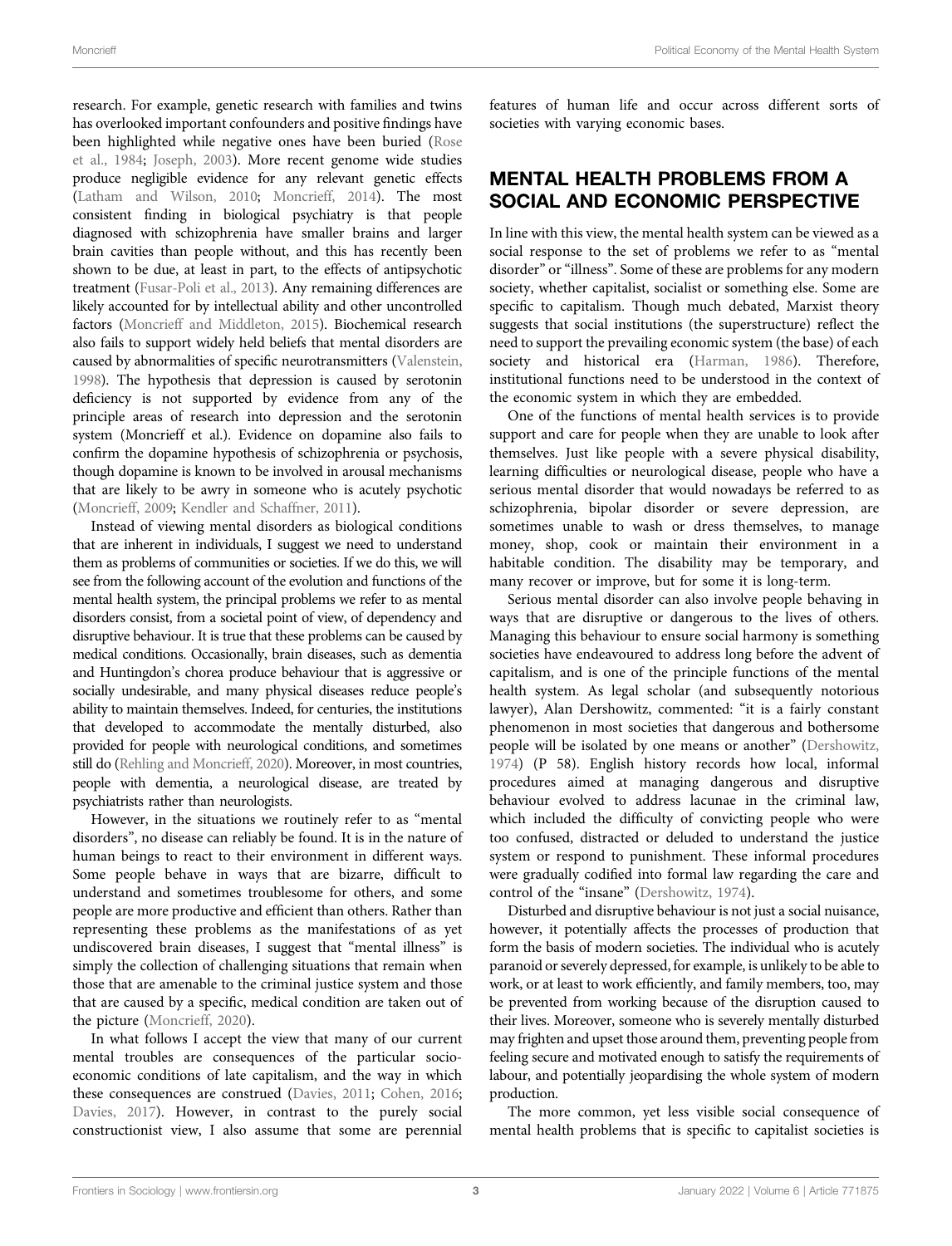research. For example, genetic research with families and twins has overlooked important confounders and positive findings have been highlighted while negative ones have been buried (Rose et al., 1984; Joseph, 2003). More recent genome wide studies produce negligible evidence for any relevant genetic effects (Latham and Wilson, 2010; Moncrieff, 2014). The most consistent finding in biological psychiatry is that people diagnosed with schizophrenia have smaller brains and larger brain cavities than people without, and this has recently been shown to be due, at least in part, to the effects of antipsychotic treatment (Fusar-Poli et al., 2013). Any remaining differences are likely accounted for by intellectual ability and other uncontrolled factors (Moncrieff and Middleton, 2015). Biochemical research also fails to support widely held beliefs that mental disorders are caused by abnormalities of specific neurotransmitters (Valenstein, 1998). The hypothesis that depression is caused by serotonin deficiency is not supported by evidence from any of the principle areas of research into depression and the serotonin system (Moncrieff et al.). Evidence on dopamine also fails to confirm the dopamine hypothesis of schizophrenia or psychosis, though dopamine is known to be involved in arousal mechanisms that are likely to be awry in someone who is acutely psychotic (Moncrieff, 2009; Kendler and Schaffner, 2011).

Instead of viewing mental disorders as biological conditions that are inherent in individuals, I suggest we need to understand them as problems of communities or societies. If we do this, we will see from the following account of the evolution and functions of the mental health system, the principal problems we refer to as mental disorders consist, from a societal point of view, of dependency and disruptive behaviour. It is true that these problems can be caused by medical conditions. Occasionally, brain diseases, such as dementia and Huntingdon's chorea produce behaviour that is aggressive or socially undesirable, and many physical diseases reduce people's ability to maintain themselves. Indeed, for centuries, the institutions that developed to accommodate the mentally disturbed, also provided for people with neurological conditions, and sometimes still do (Rehling and Moncrieff, 2020). Moreover, in most countries, people with dementia, a neurological disease, are treated by psychiatrists rather than neurologists.

However, in the situations we routinely refer to as "mental disorders", no disease can reliably be found. It is in the nature of human beings to react to their environment in different ways. Some people behave in ways that are bizarre, difficult to understand and sometimes troublesome for others, and some people are more productive and efficient than others. Rather than representing these problems as the manifestations of as yet undiscovered brain diseases, I suggest that "mental illness" is simply the collection of challenging situations that remain when those that are amenable to the criminal justice system and those that are caused by a specific, medical condition are taken out of the picture (Moncrieff, 2020).

In what follows I accept the view that many of our current mental troubles are consequences of the particular socio-economic conditions of late capitalism, and the way in which these consequences are construed (Davies, 2011; Cohen, 2016; Davies, 2017). However, in contrast to the purely social constructionist view, I also assume that some are perennial features of human life and occur across different sorts of societies with varying economic bases.

## MENTAL HEALTH PROBLEMS FROM A SOCIAL AND ECONOMIC PERSPECTIVE

In line with this view, the mental health system can be viewed as a social response to the set of problems we refer to as "mental disorder" or "illness". Some of these are problems for any modern society, whether capitalist, socialist or something else. Some are specific to capitalism. Though much debated, Marxist theory suggests that social institutions (the superstructure) reflect the need to support the prevailing economic system (the base) of each society and historical era (Harman, 1986). Therefore, institutional functions need to be understood in the context of the economic system in which they are embedded.

One of the functions of mental health services is to provide support and care for people when they are unable to look after themselves. Just like people with a severe physical disability, learning difficulties or neurological disease, people who have a serious mental disorder that would nowadays be referred to as schizophrenia, bipolar disorder or severe depression, are sometimes unable to wash or dress themselves, to manage money, shop, cook or maintain their environment in a habitable condition. The disability may be temporary, and many recover or improve, but for some it is long-term.

Serious mental disorder can also involve people behaving in ways that are disruptive or dangerous to the lives of others. Managing this behaviour to ensure social harmony is something societies have endeavoured to address long before the advent of capitalism, and is one of the principle functions of the mental health system. As legal scholar (and subsequently notorious lawyer), Alan Dershowitz, commented: "it is a fairly constant phenomenon in most societies that dangerous and bothersome people will be isolated by one means or another" (Dershowitz, 1974) (P 58). English history records how local, informal procedures aimed at managing dangerous and disruptive behaviour evolved to address lacunae in the criminal law, which included the difficulty of convicting people who were too confused, distracted or deluded to understand the justice system or respond to punishment. These informal procedures were gradually codified into formal law regarding the care and control of the "insane" (Dershowitz, 1974).

Disturbed and disruptive behaviour is not just a social nuisance, however, it potentially affects the processes of production that form the basis of modern societies. The individual who is acutely paranoid or severely depressed, for example, is unlikely to be able to work, or at least to work efficiently, and family members, too, may be prevented from working because of the disruption caused to their lives. Moreover, someone who is severely mentally disturbed may frighten and upset those around them, preventing people from feeling secure and motivated enough to satisfy the requirements of labour, and potentially jeopardising the whole system of modern production.

The more common, yet less visible social consequence of mental health problems that is specific to capitalist societies is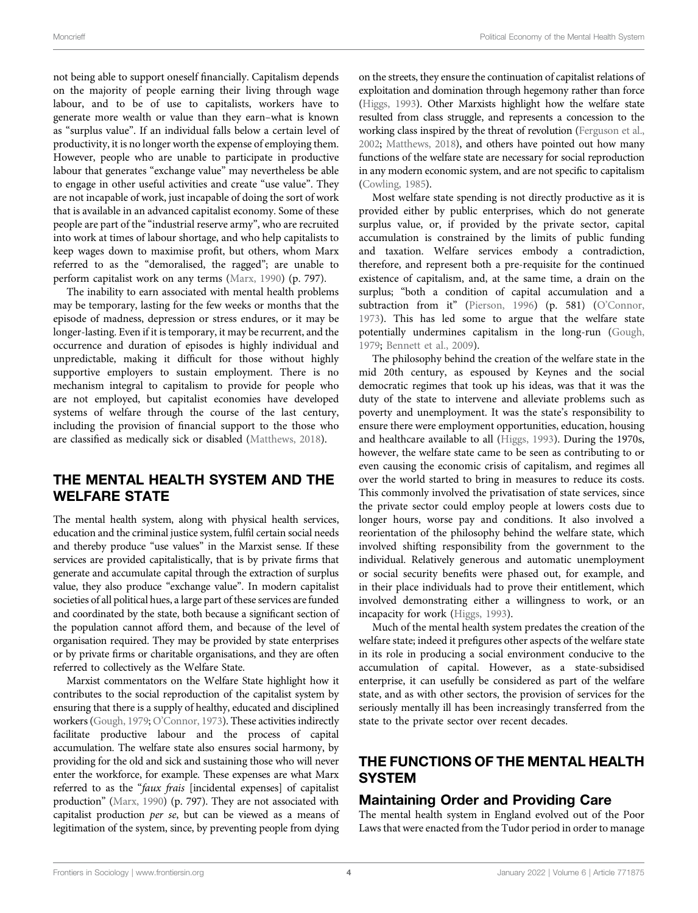not being able to support oneself financially. Capitalism depends on the majority of people earning their living through wage labour, and to be of use to capitalists, workers have to generate more wealth or value than they earn–what is known as "surplus value". If an individual falls below a certain level of productivity, it is no longer worth the expense of employing them. However, people who are unable to participate in productive labour that generates "exchange value" may nevertheless be able to engage in other useful activities and create "use value". They are not incapable of work, just incapable of doing the sort of work that is available in an advanced capitalist economy. Some of these people are part of the "industrial reserve army", who are recruited into work at times of labour shortage, and who help capitalists to keep wages down to maximise profit, but others, whom Marx referred to as the "demoralised, the ragged"; are unable to perform capitalist work on any terms (Marx, 1990) (p. 797).

The inability to earn associated with mental health problems may be temporary, lasting for the few weeks or months that the episode of madness, depression or stress endures, or it may be longer-lasting. Even if it is temporary, it may be recurrent, and the occurrence and duration of episodes is highly individual and unpredictable, making it difficult for those without highly supportive employers to sustain employment. There is no mechanism integral to capitalism to provide for people who are not employed, but capitalist economies have developed systems of welfare through the course of the last century, including the provision of financial support to the those who are classified as medically sick or disabled (Matthews, 2018).

## THE MENTAL HEALTH SYSTEM AND THE WELFARE STATE

The mental health system, along with physical health services, education and the criminal justice system, fulfil certain social needs and thereby produce "use values" in the Marxist sense. If these services are provided capitalistically, that is by private firms that generate and accumulate capital through the extraction of surplus value, they also produce "exchange value". In modern capitalist societies of all political hues, a large part of these services are funded and coordinated by the state, both because a significant section of the population cannot afford them, and because of the level of organisation required. They may be provided by state enterprises or by private firms or charitable organisations, and they are often referred to collectively as the Welfare State.

Marxist commentators on the Welfare State highlight how it contributes to the social reproduction of the capitalist system by ensuring that there is a supply of healthy, educated and disciplined workers (Gough, 1979; O'Connor, 1973). These activities indirectly facilitate productive labour and the process of capital accumulation. The welfare state also ensures social harmony, by providing for the old and sick and sustaining those who will never enter the workforce, for example. These expenses are what Marx referred to as the "*faux frais* [incidental expenses] of capitalist production" (Marx, 1990) (p. 797). They are not associated with capitalist production *per se*, but can be viewed as a means of legitimation of the system, since, by preventing people from dying on the streets, they ensure the continuation of capitalist relations of exploitation and domination through hegemony rather than force (Higgs, 1993). Other Marxists highlight how the welfare state resulted from class struggle, and represents a concession to the working class inspired by the threat of revolution (Ferguson et al., 2002; Matthews, 2018), and others have pointed out how many functions of the welfare state are necessary for social reproduction in any modern economic system, and are not specific to capitalism (Cowling, 1985).

Most welfare state spending is not directly productive as it is provided either by public enterprises, which do not generate surplus value, or, if provided by the private sector, capital accumulation is constrained by the limits of public funding and taxation. Welfare services embody a contradiction, therefore, and represent both a pre-requisite for the continued existence of capitalism, and, at the same time, a drain on the surplus; "both a condition of capital accumulation and a subtraction from it" (Pierson, 1996) (p. 581) (O'Connor, 1973). This has led some to argue that the welfare state potentially undermines capitalism in the long-run (Gough, 1979; Bennett et al., 2009).

The philosophy behind the creation of the welfare state in the mid 20th century, as espoused by Keynes and the social democratic regimes that took up his ideas, was that it was the duty of the state to intervene and alleviate problems such as poverty and unemployment. It was the state's responsibility to ensure there were employment opportunities, education, housing and healthcare available to all (Higgs, 1993). During the 1970s, however, the welfare state came to be seen as contributing to or even causing the economic crisis of capitalism, and regimes all over the world started to bring in measures to reduce its costs. This commonly involved the privatisation of state services, since the private sector could employ people at lowers costs due to longer hours, worse pay and conditions. It also involved a reorientation of the philosophy behind the welfare state, which involved shifting responsibility from the government to the individual. Relatively generous and automatic unemployment or social security benefits were phased out, for example, and in their place individuals had to prove their entitlement, which involved demonstrating either a willingness to work, or an incapacity for work (Higgs, 1993).

Much of the mental health system predates the creation of the welfare state; indeed it prefigures other aspects of the welfare state in its role in producing a social environment conducive to the accumulation of capital. However, as a state-subsidised enterprise, it can usefully be considered as part of the welfare state, and as with other sectors, the provision of services for the seriously mentally ill has been increasingly transferred from the state to the private sector over recent decades.

## THE FUNCTIONS OF THE MENTAL HEALTH SYSTEM

### Maintaining Order and Providing Care

The mental health system in England evolved out of the Poor Laws that were enacted from the Tudor period in order to manage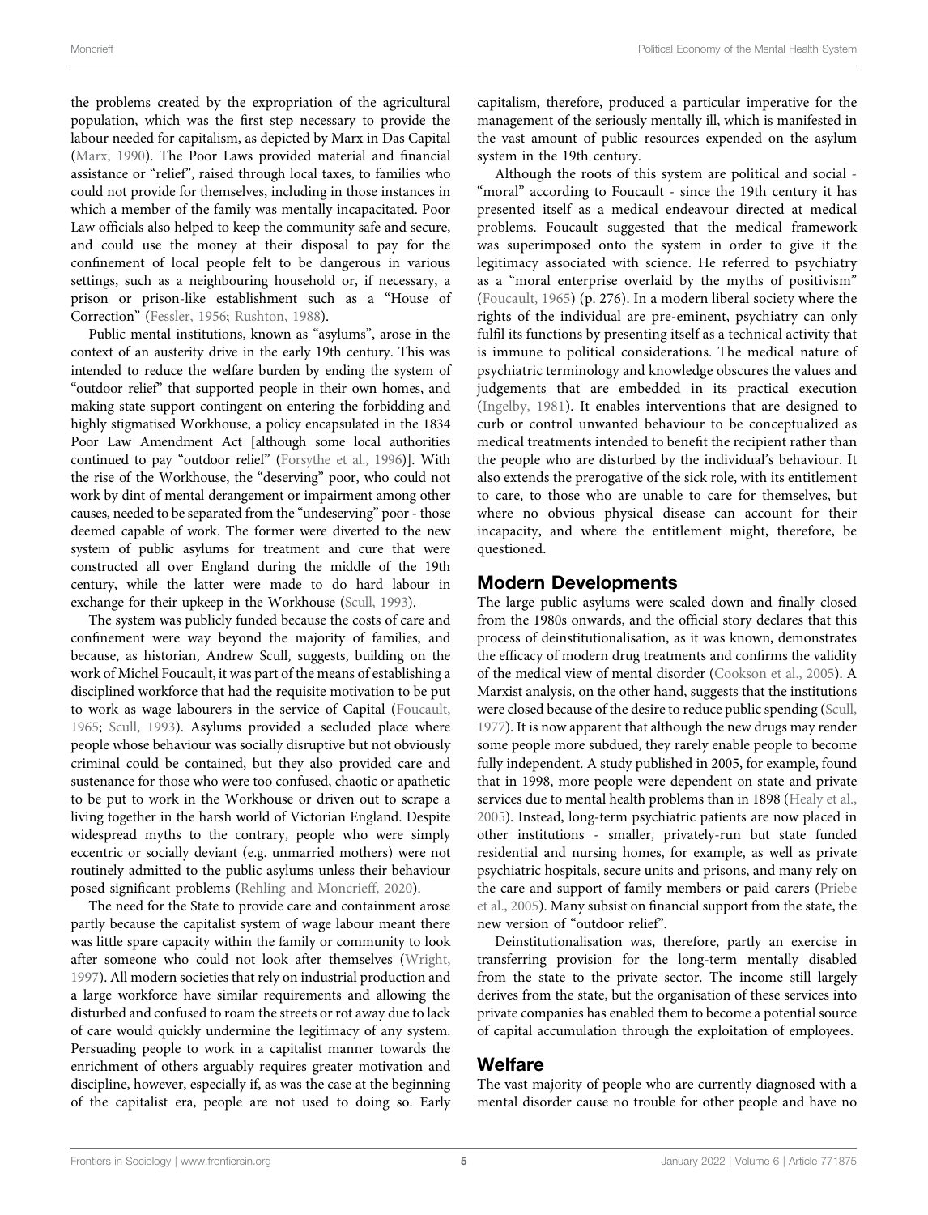the problems created by the expropriation of the agricultural population, which was the first step necessary to provide the labour needed for capitalism, as depicted by Marx in Das Capital (Marx, 1990). The Poor Laws provided material and financial assistance or "relief", raised through local taxes, to families who could not provide for themselves, including in those instances in which a member of the family was mentally incapacitated. Poor Law officials also helped to keep the community safe and secure, and could use the money at their disposal to pay for the confinement of local people felt to be dangerous in various settings, such as a neighbouring household or, if necessary, a prison or prison-like establishment such as a "House of Correction" (Fessler, 1956; Rushton, 1988).

Public mental institutions, known as "asylums", arose in the context of an austerity drive in the early 19th century. This was intended to reduce the welfare burden by ending the system of "outdoor relief" that supported people in their own homes, and making state support contingent on entering the forbidding and highly stigmatised Workhouse, a policy encapsulated in the 1834 Poor Law Amendment Act [although some local authorities continued to pay "outdoor relief" (Forsythe et al., 1996)]. With the rise of the Workhouse, the "deserving" poor, who could not work by dint of mental derangement or impairment among other causes, needed to be separated from the "undeserving" poor - those deemed capable of work. The former were diverted to the new system of public asylums for treatment and cure that were constructed all over England during the middle of the 19th century, while the latter were made to do hard labour in exchange for their upkeep in the Workhouse (Scull, 1993).

The system was publicly funded because the costs of care and confinement were way beyond the majority of families, and because, as historian, Andrew Scull, suggests, building on the work of Michel Foucault, it was part of the means of establishing a disciplined workforce that had the requisite motivation to be put to work as wage labourers in the service of Capital (Foucault, 1965; Scull, 1993). Asylums provided a secluded place where people whose behaviour was socially disruptive but not obviously criminal could be contained, but they also provided care and sustenance for those who were too confused, chaotic or apathetic to be put to work in the Workhouse or driven out to scrape a living together in the harsh world of Victorian England. Despite widespread myths to the contrary, people who were simply eccentric or socially deviant (e.g. unmarried mothers) were not routinely admitted to the public asylums unless their behaviour posed significant problems (Rehling and Moncrieff, 2020).

The need for the State to provide care and containment arose partly because the capitalist system of wage labour meant there was little spare capacity within the family or community to look after someone who could not look after themselves (Wright, 1997). All modern societies that rely on industrial production and a large workforce have similar requirements and allowing the disturbed and confused to roam the streets or rot away due to lack of care would quickly undermine the legitimacy of any system. Persuading people to work in a capitalist manner towards the enrichment of others arguably requires greater motivation and discipline, however, especially if, as was the case at the beginning of the capitalist era, people are not used to doing so. Early capitalism, therefore, produced a particular imperative for the management of the seriously mentally ill, which is manifested in the vast amount of public resources expended on the asylum system in the 19th century.

Although the roots of this system are political and social - "moral" according to Foucault - since the 19th century it has presented itself as a medical endeavour directed at medical problems. Foucault suggested that the medical framework was superimposed onto the system in order to give it the legitimacy associated with science. He referred to psychiatry as a "moral enterprise overlaid by the myths of positivism" (Foucault, 1965) (p. 276). In a modern liberal society where the rights of the individual are pre-eminent, psychiatry can only fulfil its functions by presenting itself as a technical activity that is immune to political considerations. The medical nature of psychiatric terminology and knowledge obscures the values and judgements that are embedded in its practical execution (Ingelby, 1981). It enables interventions that are designed to curb or control unwanted behaviour to be conceptualized as medical treatments intended to benefit the recipient rather than the people who are disturbed by the individual's behaviour. It also extends the prerogative of the sick role, with its entitlement to care, to those who are unable to care for themselves, but where no obvious physical disease can account for their incapacity, and where the entitlement might, therefore, be questioned.

## Modern Developments

The large public asylums were scaled down and finally closed from the 1980s onwards, and the official story declares that this process of deinstitutionalisation, as it was known, demonstrates the efficacy of modern drug treatments and confirms the validity of the medical view of mental disorder (Cookson et al., 2005). A Marxist analysis, on the other hand, suggests that the institutions were closed because of the desire to reduce public spending (Scull, 1977). It is now apparent that although the new drugs may render some people more subdued, they rarely enable people to become fully independent. A study published in 2005, for example, found that in 1998, more people were dependent on state and private services due to mental health problems than in 1898 (Healy et al., 2005). Instead, long-term psychiatric patients are now placed in other institutions - smaller, privately-run but state funded residential and nursing homes, for example, as well as private psychiatric hospitals, secure units and prisons, and many rely on the care and support of family members or paid carers (Priebe et al., 2005). Many subsist on financial support from the state, the new version of "outdoor relief".

Deinstitutionalisation was, therefore, partly an exercise in transferring provision for the long-term mentally disabled from the state to the private sector. The income still largely derives from the state, but the organisation of these services into private companies has enabled them to become a potential source of capital accumulation through the exploitation of employees.

## Welfare

The vast majority of people who are currently diagnosed with a mental disorder cause no trouble for other people and have no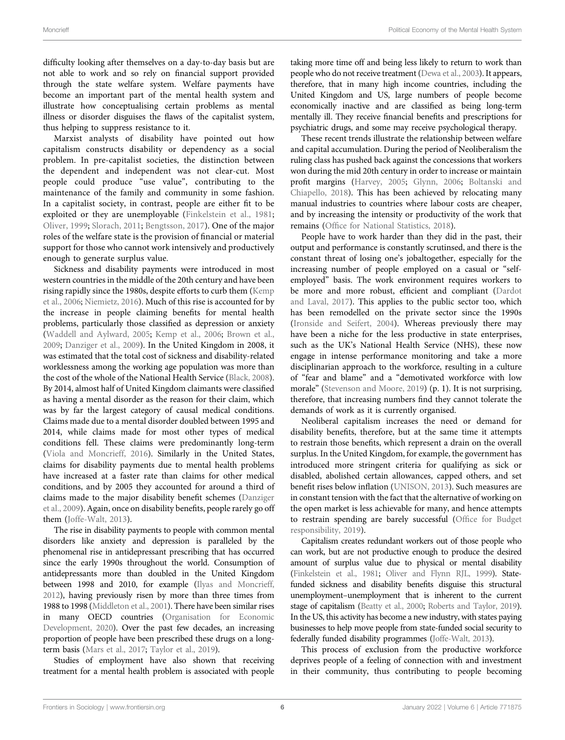difficulty looking after themselves on a day-to-day basis but are not able to work and so rely on financial support provided through the state welfare system. Welfare payments have become an important part of the mental health system and illustrate how conceptualising certain problems as mental illness or disorder disguises the flaws of the capitalist system, thus helping to suppress resistance to it.

Marxist analysts of disability have pointed out how capitalism constructs disability or dependency as a social problem. In pre-capitalist societies, the distinction between the dependent and independent was not clear-cut. Most people could produce "use value", contributing to the maintenance of the family and community in some fashion. In a capitalist society, in contrast, people are either fit to be exploited or they are unemployable (Finkelstein et al., 1981; Oliver, 1999; Slorach, 2011; Bengtsson, 2017). One of the major roles of the welfare state is the provision of financial or material support for those who cannot work intensively and productively enough to generate surplus value.

Sickness and disability payments were introduced in most western countries in the middle of the 20th century and have been rising rapidly since the 1980s, despite efforts to curb them (Kemp et al., 2006; Niemietz, 2016). Much of this rise is accounted for by the increase in people claiming benefits for mental health problems, particularly those classified as depression or anxiety (Waddell and Aylward, 2005; Kemp et al., 2006; Brown et al., 2009; Danziger et al., 2009). In the United Kingdom in 2008, it was estimated that the total cost of sickness and disability-related worklessness among the working age population was more than the cost of the whole of the National Health Service (Black, 2008). By 2014, almost half of United Kingdom claimants were classified as having a mental disorder as the reason for their claim, which was by far the largest category of causal medical conditions. Claims made due to a mental disorder doubled between 1995 and 2014, while claims made for most other types of medical conditions fell. These claims were predominantly long-term (Viola and Moncrieff, 2016). Similarly in the United States, claims for disability payments due to mental health problems have increased at a faster rate than claims for other medical conditions, and by 2005 they accounted for around a third of claims made to the major disability benefit schemes (Danziger et al., 2009). Again, once on disability benefits, people rarely go off them (Joffe-Walt, 2013).

The rise in disability payments to people with common mental disorders like anxiety and depression is paralleled by the phenomenal rise in antidepressant prescribing that has occurred since the early 1990s throughout the world. Consumption of antidepressants more than doubled in the United Kingdom between 1998 and 2010, for example (Ilyas and Moncrieff, 2012), having previously risen by more than three times from 1988 to 1998 (Middleton et al., 2001). There have been similar rises in many OECD countries (Organisation for Economic Development, 2020). Over the past few decades, an increasing proportion of people have been prescribed these drugs on a long-term basis (Mars et al., 2017; Taylor et al., 2019).

Studies of employment have also shown that receiving treatment for a mental health problem is associated with people taking more time off and being less likely to return to work than people who do not receive treatment (Dewa et al., 2003). It appears, therefore, that in many high income countries, including the United Kingdom and US, large numbers of people become economically inactive and are classified as being long-term mentally ill. They receive financial benefits and prescriptions for psychiatric drugs, and some may receive psychological therapy.

These recent trends illustrate the relationship between welfare and capital accumulation. During the period of Neoliberalism the ruling class has pushed back against the concessions that workers won during the mid 20th century in order to increase or maintain profit margins (Harvey, 2005; Glynn, 2006; Boltanski and Chiapello, 2018). This has been achieved by relocating many manual industries to countries where labour costs are cheaper, and by increasing the intensity or productivity of the work that remains (Office for National Statistics, 2018).

People have to work harder than they did in the past, their output and performance is constantly scrutinsed, and there is the constant threat of losing one's jobaltogether, especially for the increasing number of people employed on a casual or "self-employed" basis. The work environment requires workers to be more and more robust, efficient and compliant (Dardot and Laval, 2017). This applies to the public sector too, which has been remodelled on the private sector since the 1990s (Ironside and Seifert, 2004). Whereas previously there may have been a niche for the less productive in state enterprises, such as the UK's National Health Service (NHS), these now engage in intense performance monitoring and take a more disciplinarian approach to the workforce, resulting in a culture of "fear and blame" and a "demotivated workforce with low morale" (Stevenson and Moore, 2019) (p. 1). It is not surprising, therefore, that increasing numbers find they cannot tolerate the demands of work as it is currently organised.

Neoliberal capitalism increases the need or demand for disability benefits, therefore, but at the same time it attempts to restrain those benefits, which represent a drain on the overall surplus. In the United Kingdom, for example, the government has introduced more stringent criteria for qualifying as sick or disabled, abolished certain allowances, capped others, and set benefit rises below inflation (UNISON, 2013). Such measures are in constant tension with the fact that the alternative of working on the open market is less achievable for many, and hence attempts to restrain spending are barely successful (Office for Budget responsibility, 2019).

Capitalism creates redundant workers out of those people who can work, but are not productive enough to produce the desired amount of surplus value due to physical or mental disability (Finkelstein et al., 1981; Oliver and Flynn RJL, 1999). State-funded sickness and disability benefits disguise this structural unemployment–unemployment that is inherent to the current stage of capitalism (Beatty et al., 2000; Roberts and Taylor, 2019). In the US, this activity has become a new industry, with states paying businesses to help move people from state-funded social security to federally funded disability programmes (Joffe-Walt, 2013).

This process of exclusion from the productive workforce deprives people of a feeling of connection with and investment in their community, thus contributing to people becoming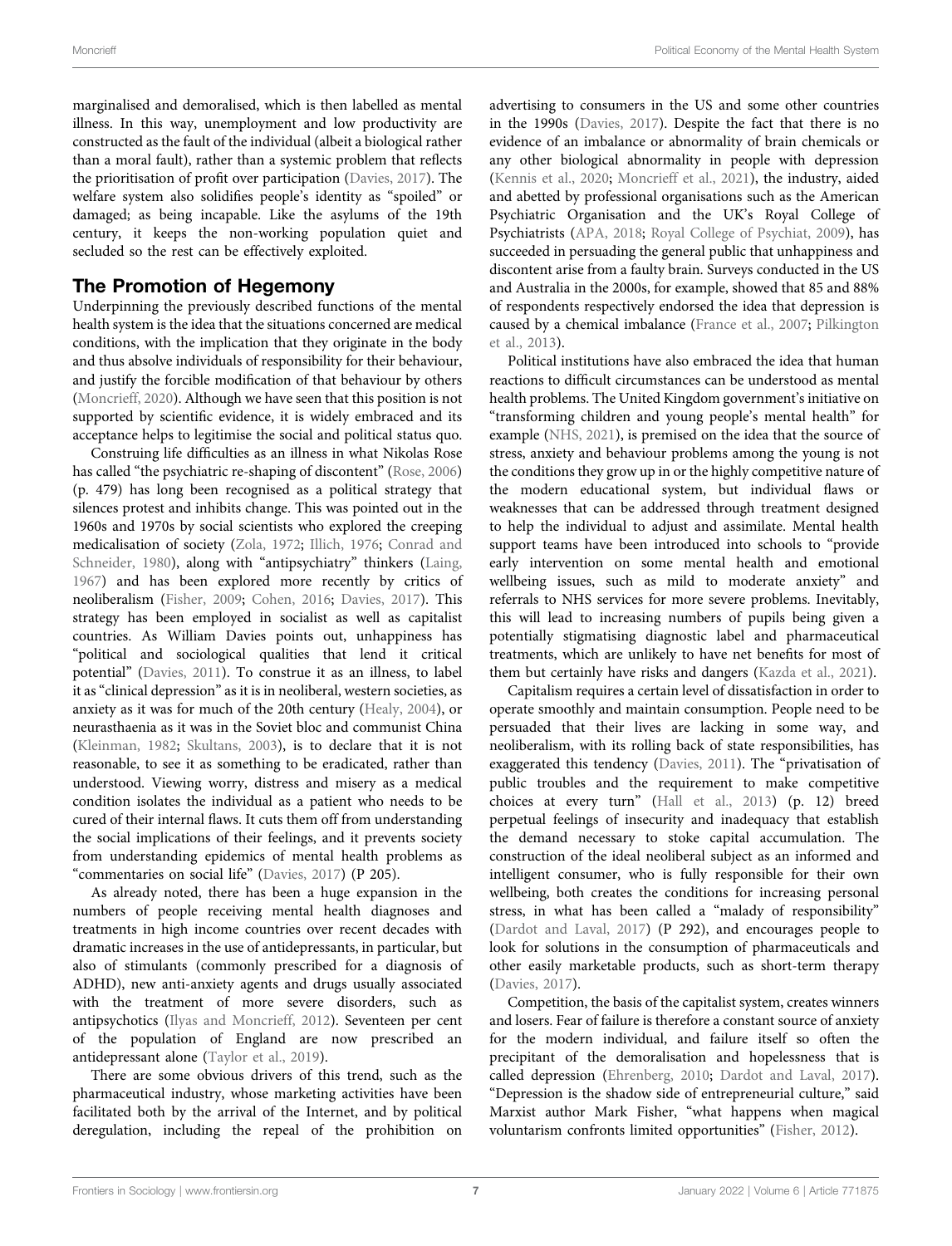marginalised and demoralised, which is then labelled as mental illness. In this way, unemployment and low productivity are constructed as the fault of the individual (albeit a biological rather than a moral fault), rather than a systemic problem that reflects the prioritisation of profit over participation (Davies, 2017). The welfare system also solidifies people's identity as "spoiled" or damaged; as being incapable. Like the asylums of the 19th century, it keeps the non-working population quiet and secluded so the rest can be effectively exploited.

## The Promotion of Hegemony

Underpinning the previously described functions of the mental health system is the idea that the situations concerned are medical conditions, with the implication that they originate in the body and thus absolve individuals of responsibility for their behaviour, and justify the forcible modification of that behaviour by others (Moncrieff, 2020). Although we have seen that this position is not supported by scientific evidence, it is widely embraced and its acceptance helps to legitimise the social and political status quo.

Construing life difficulties as an illness in what Nikolas Rose has called "the psychiatric re-shaping of discontent" (Rose, 2006) (p. 479) has long been recognised as a political strategy that silences protest and inhibits change. This was pointed out in the 1960s and 1970s by social scientists who explored the creeping medicalisation of society (Zola, 1972; Illich, 1976; Conrad and Schneider, 1980), along with "antipsychiatry" thinkers (Laing, 1967) and has been explored more recently by critics of neoliberalism (Fisher, 2009; Cohen, 2016; Davies, 2017). This strategy has been employed in socialist as well as capitalist countries. As William Davies points out, unhappiness has "political and sociological qualities that lend it critical potential" (Davies, 2011). To construe it as an illness, to label it as "clinical depression" as it is in neoliberal, western societies, as anxiety as it was for much of the 20th century (Healy, 2004), or neurasthaenia as it was in the Soviet bloc and communist China (Kleinman, 1982; Skultans, 2003), is to declare that it is not reasonable, to see it as something to be eradicated, rather than understood. Viewing worry, distress and misery as a medical condition isolates the individual as a patient who needs to be cured of their internal flaws. It cuts them off from understanding the social implications of their feelings, and it prevents society from understanding epidemics of mental health problems as "commentaries on social life" (Davies, 2017) (P 205).

As already noted, there has been a huge expansion in the numbers of people receiving mental health diagnoses and treatments in high income countries over recent decades with dramatic increases in the use of antidepressants, in particular, but also of stimulants (commonly prescribed for a diagnosis of ADHD), new anti-anxiety agents and drugs usually associated with the treatment of more severe disorders, such as antipsychotics (Ilyas and Moncrieff, 2012). Seventeen per cent of the population of England are now prescribed an antidepressant alone (Taylor et al., 2019).

There are some obvious drivers of this trend, such as the pharmaceutical industry, whose marketing activities have been facilitated both by the arrival of the Internet, and by political deregulation, including the repeal of the prohibition on advertising to consumers in the US and some other countries in the 1990s (Davies, 2017). Despite the fact that there is no evidence of an imbalance or abnormality of brain chemicals or any other biological abnormality in people with depression (Kennis et al., 2020; Moncrieff et al., 2021), the industry, aided and abetted by professional organisations such as the American Psychiatric Organisation and the UK's Royal College of Psychiatrists (APA, 2018; Royal College of Psychiat, 2009), has succeeded in persuading the general public that unhappiness and discontent arise from a faulty brain. Surveys conducted in the US and Australia in the 2000s, for example, showed that 85 and 88% of respondents respectively endorsed the idea that depression is caused by a chemical imbalance (France et al., 2007; Pilkington et al., 2013).

Political institutions have also embraced the idea that human reactions to difficult circumstances can be understood as mental health problems. The United Kingdom government's initiative on "transforming children and young people's mental health" for example (NHS, 2021), is premised on the idea that the source of stress, anxiety and behaviour problems among the young is not the conditions they grow up in or the highly competitive nature of the modern educational system, but individual flaws or weaknesses that can be addressed through treatment designed to help the individual to adjust and assimilate. Mental health support teams have been introduced into schools to "provide early intervention on some mental health and emotional wellbeing issues, such as mild to moderate anxiety" and referrals to NHS services for more severe problems. Inevitably, this will lead to increasing numbers of pupils being given a potentially stigmatising diagnostic label and pharmaceutical treatments, which are unlikely to have net benefits for most of them but certainly have risks and dangers (Kazda et al., 2021).

Capitalism requires a certain level of dissatisfaction in order to operate smoothly and maintain consumption. People need to be persuaded that their lives are lacking in some way, and neoliberalism, with its rolling back of state responsibilities, has exaggerated this tendency (Davies, 2011). The "privatisation of public troubles and the requirement to make competitive choices at every turn" (Hall et al., 2013) (p. 12) breed perpetual feelings of insecurity and inadequacy that establish the demand necessary to stoke capital accumulation. The construction of the ideal neoliberal subject as an informed and intelligent consumer, who is fully responsible for their own wellbeing, both creates the conditions for increasing personal stress, in what has been called a "malady of responsibility" (Dardot and Laval, 2017) (P 292), and encourages people to look for solutions in the consumption of pharmaceuticals and other easily marketable products, such as short-term therapy (Davies, 2017).

Competition, the basis of the capitalist system, creates winners and losers. Fear of failure is therefore a constant source of anxiety for the modern individual, and failure itself so often the precipitant of the demoralisation and hopelessness that is called depression (Ehrenberg, 2010; Dardot and Laval, 2017). "Depression is the shadow side of entrepreneurial culture," said Marxist author Mark Fisher, "what happens when magical voluntarism confronts limited opportunities" (Fisher, 2012).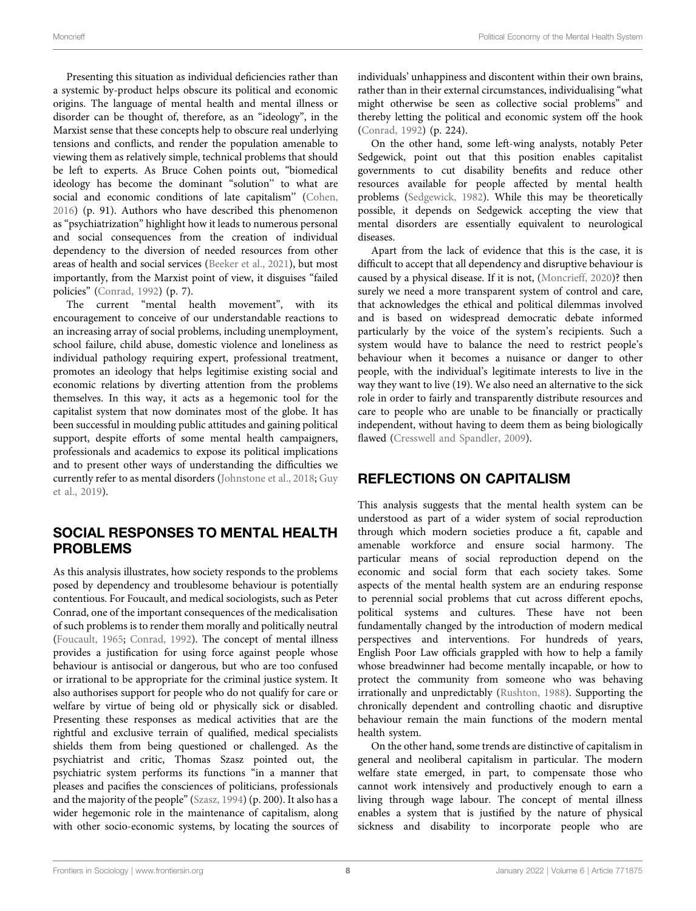Presenting this situation as individual deficiencies rather than a systemic by-product helps obscure its political and economic origins. The language of mental health and mental illness or disorder can be thought of, therefore, as an "ideology", in the Marxist sense that these concepts help to obscure real underlying tensions and conflicts, and render the population amenable to viewing them as relatively simple, technical problems that should be left to experts. As Bruce Cohen points out, "biomedical ideology has become the dominant "solution" to what are social and economic conditions of late capitalism" (Cohen, 2016) (p. 91). Authors who have described this phenomenon as "psychiatrization" highlight how it leads to numerous personal and social consequences from the creation of individual dependency to the diversion of needed resources from other areas of health and social services (Beeker et al., 2021), but most importantly, from the Marxist point of view, it disguises "failed policies" (Conrad, 1992) (p. 7).

The current "mental health movement", with its encouragement to conceive of our understandable reactions to an increasing array of social problems, including unemployment, school failure, child abuse, domestic violence and loneliness as individual pathology requiring expert, professional treatment, promotes an ideology that helps legitimise existing social and economic relations by diverting attention from the problems themselves. In this way, it acts as a hegemonic tool for the capitalist system that now dominates most of the globe. It has been successful in moulding public attitudes and gaining political support, despite efforts of some mental health campaigners, professionals and academics to expose its political implications and to present other ways of understanding the difficulties we currently refer to as mental disorders (Johnstone et al., 2018; Guy et al., 2019).

## SOCIAL RESPONSES TO MENTAL HEALTH PROBLEMS

As this analysis illustrates, how society responds to the problems posed by dependency and troublesome behaviour is potentially contentious. For Foucault, and medical sociologists, such as Peter Conrad, one of the important consequences of the medicalisation of such problems is to render them morally and politically neutral (Foucault, 1965; Conrad, 1992). The concept of mental illness provides a justification for using force against people whose behaviour is antisocial or dangerous, but who are too confused or irrational to be appropriate for the criminal justice system. It also authorises support for people who do not qualify for care or welfare by virtue of being old or physically sick or disabled. Presenting these responses as medical activities that are the rightful and exclusive terrain of qualified, medical specialists shields them from being questioned or challenged. As the psychiatrist and critic, Thomas Szasz pointed out, the psychiatric system performs its functions "in a manner that pleases and pacifies the consciences of politicians, professionals and the majority of the people" (Szasz, 1994) (p. 200). It also has a wider hegemonic role in the maintenance of capitalism, along with other socio-economic systems, by locating the sources of individuals' unhappiness and discontent within their own brains, rather than in their external circumstances, individualising "what might otherwise be seen as collective social problems" and thereby letting the political and economic system off the hook (Conrad, 1992) (p. 224).

On the other hand, some left-wing analysts, notably Peter Sedgewick, point out that this position enables capitalist governments to cut disability benefits and reduce other resources available for people affected by mental health problems (Sedgewick, 1982). While this may be theoretically possible, it depends on Sedgewick accepting the view that mental disorders are essentially equivalent to neurological diseases.

Apart from the lack of evidence that this is the case, it is difficult to accept that all dependency and disruptive behaviour is caused by a physical disease. If it is not, (Moncrieff, 2020)? then surely we need a more transparent system of control and care, that acknowledges the ethical and political dilemmas involved and is based on widespread democratic debate informed particularly by the voice of the system's recipients. Such a system would have to balance the need to restrict people's behaviour when it becomes a nuisance or danger to other people, with the individual's legitimate interests to live in the way they want to live (19). We also need an alternative to the sick role in order to fairly and transparently distribute resources and care to people who are unable to be financially or practically independent, without having to deem them as being biologically flawed (Cresswell and Spandler, 2009).

## REFLECTIONS ON CAPITALISM

This analysis suggests that the mental health system can be understood as part of a wider system of social reproduction through which modern societies produce a fit, capable and amenable workforce and ensure social harmony. The particular means of social reproduction depend on the economic and social form that each society takes. Some aspects of the mental health system are an enduring response to perennial social problems that cut across different epochs, political systems and cultures. These have not been fundamentally changed by the introduction of modern medical perspectives and interventions. For hundreds of years, English Poor Law officials grappled with how to help a family whose breadwinner had become mentally incapable, or how to protect the community from someone who was behaving irrationally and unpredictably (Rushton, 1988). Supporting the chronically dependent and controlling chaotic and disruptive behaviour remain the main functions of the modern mental health system.

On the other hand, some trends are distinctive of capitalism in general and neoliberal capitalism in particular. The modern welfare state emerged, in part, to compensate those who cannot work intensively and productively enough to earn a living through wage labour. The concept of mental illness enables a system that is justified by the nature of physical sickness and disability to incorporate people who are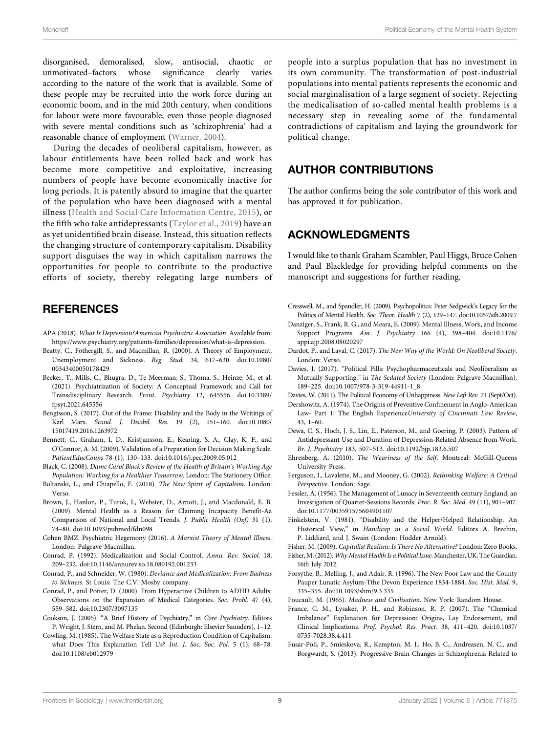disorganised, demoralised, slow, antisocial, chaotic or unmotivated–factors whose significance clearly varies according to the nature of the work that is available. Some of these people may be recruited into the work force during an economic boom, and in the mid 20th century, when conditions for labour were more favourable, even those people diagnosed with severe mental conditions such as 'schizophrenia' had a reasonable chance of employment (Warner, 2004).

During the decades of neoliberal capitalism, however, as labour entitlements have been rolled back and work has become more competitive and exploitative, increasing numbers of people have become economically inactive for long periods. It is patently absurd to imagine that the quarter of the population who have been diagnosed with a mental illness (Health and Social Care Information Centre, 2015), or the fifth who take antidepressants (Taylor et al., 2019) have an as yet unidentified brain disease. Instead, this situation reflects the changing structure of contemporary capitalism. Disability support disguises the way in which capitalism narrows the opportunities for people to contribute to the productive efforts of society, thereby relegating large numbers of people into a surplus population that has no investment in its own community. The transformation of post-industrial populations into mental patients represents the economic and social marginalisation of a large segment of society. Rejecting the medicalisation of so-called mental health problems is a necessary step in revealing some of the fundamental contradictions of capitalism and laying the groundwork for political change.

## AUTHOR CONTRIBUTIONS

The author confirms being the sole contributor of this work and has approved it for publication.

## ACKNOWLEDGMENTS

I would like to thank Graham Scambler, Paul Higgs, Bruce Cohen and Paul Blackledge for providing helpful comments on the manuscript and suggestions for further reading.

## REFERENCES

APA (2018). *What Is Depression?American Psychiatric Association*. Available from: https://www.psychiatry.org/patients-families/depression/what-is-depression.

Beatty, C., Fothergill, S., and Macmillan, R. (2000). A Theory of Employment, Unemployment and Sickness. *Reg. Stud.* 34, 617–630. doi:10.1080/00343400050178429

Beeker, T., Mills, C., Bhugra, D., Te Meerman, S., Thoma, S., Heinze, M., et al. (2021). Psychiatrization of Society: A Conceptual Framework and Call for Transdisciplinary Research. *Front. Psychiatry* 12, 645556. doi:10.3389/fpsyt.2021.645556

Bengtsson, S. (2017). Out of the Frame: Disability and the Body in the Writings of Karl Marx. *Scand. J. Disabil. Res.* 19 (2), 151–160. doi:10.1080/15017419.2016.1263972

Bennett, C., Graham, I. D., Kristjansson, E., Kearing, S. A., Clay, K. F., and O'Connor, A. M. (2009). Validation of a Preparation for Decision Making Scale. *PatientEducCouns* 78 (1), 130–133. doi:10.1016/j.pec.2009.05.012

Black, C. (2008). *Dame Carol Black's Review of the Health of Britain's Working Age Population: Working for a Healthier Tomorrow*. London: The Stationery Office.

Boltanski, L., and Chiapello, E. (2018). *The New Spirit of Capitalism*. London: Verso.

Brown, J., Hanlon, P., Turok, I., Webster, D., Arnott, J., and Macdonald, E. B. (2009). Mental Health as a Reason for Claiming Incapacity Benefit-Aa Comparison of National and Local Trends. *J. Public Health (Oxf)* 31 (1), 74–80. doi:10.1093/pubmed/fdn098

Cohen BMZ. Psychiatric Hegemony (2016). *A Marxist Theory of Mental Illness*. London: Palgrave Macmillan.

Conrad, P. (1992). Medicalization and Social Control. *Annu. Rev. Sociol.* 18, 209–232. doi:10.1146/annurev.so.18.080192.001233

Conrad, P., and Schneider, W. (1980). *Deviance and Medicalization: From Badness to Sickness*. St Louis: The C.V. Mosby company.

Conrad, P., and Potter, D. (2000). From Hyperactive Children to ADHD Adults: Observations on the Expansion of Medical Categories. *Soc. Probl.* 47 (4), 559–582. doi:10.2307/3097135

Cookson, J. (2005). "A Brief History of Psychiatry," in *Core Psychiatry*. Editors P. Wright, J. Stern, and M. Phelan. Second (Edinburgh: Elsevier Saunders), 1–12.

Cowling, M. (1985). The Welfare State as a Reproduction Condition of Capitalism: what Does This Explanation Tell Us? *Int. J. Soc. Soc. Pol.* 5 (1), 68–78. doi:10.1108/eb012979

Cresswell, M., and Spandler, H. (2009). Psychopolitics: Peter Sedgwick's Legacy for the Politics of Mental Health. *Soc. Theor. Health* 7 (2), 129–147. doi:10.1057/sth.2009.7

Danziger, S., Frank, R. G., and Meara, E. (2009). Mental Illness, Work, and Income Support Programs. *Am. J. Psychiatry* 166 (4), 398–404. doi:10.1176/appi.ajp.2008.08020297

Dardot, P., and Laval, C. (2017). *The New Way of the World: On Neoliberal Society*. London: Verso.

Davies, J. (2017). "Political Pills: Psychopharmaceuticals and Neoliberalism as Mutually Supporting," in *The Sedated Society* (London: Palgrave Macmillan), 189–225. doi:10.1007/978-3-319-44911-1_8

Davies, W. (2011). The Political Economy of Unhappiness. *New Left Rev.* 71 (Sept/Oct).

Dershowitz, A. (1974). The Origins of Preventive Confinement in Anglo-American Law- Part 1: The English Experience*University of Cincinnati Law Review*, 43, 1–60.

Dewa, C. S., Hoch, J. S., Lin, E., Paterson, M., and Goering, P. (2003). Pattern of Antidepressant Use and Duration of Depression-Related Absence from Work. *Br. J. Psychiatry* 183, 507–513. doi:10.1192/bjp.183.6.507

Ehrenberg, A. (2010). *The Weariness of the Self*. Montreal: McGill-Queens University Press.

Ferguson, I., Lavalette, M., and Mooney, G. (2002). *Rethinking Welfare: A Critical Perspective*. London: Sage.

Fessler, A. (1956). The Management of Lunacy in Seventeenth century England; an Investigation of Quarter-Sessions Records. *Proc. R. Soc. Med.* 49 (11), 901–907. doi:10.1177/003591575604901107

Finkelstein, V. (1981). "Disability and the Helper/Helped Relationship. An Historical View," in *Handicap in a Social World*. Editors A. Brechin, P. Liddiard, and J. Swain (London: Hodder Arnold).

Fisher, M. (2009). *Capitalist Realism: Is There No Alternative?* London: Zero Books.

Fisher, M. (2012). *Why Mental Health Is a Political Issue*. Manchester, UK: The Guardian. 16th July 2012.

Forsythe, B., Melling, J., and Adair, R. (1996). The New Poor Law and the County Pauper Lunatic Asylum-Tthe Devon Experience 1834-1884. *Soc. Hist. Med.* 9, 335–355. doi:10.1093/shm/9.3.335

Foucault, M. (1965). *Madness and Civilisation*. New York: Random House.

France, C. M., Lysaker, P. H., and Robinson, R. P. (2007). The "Chemical Imbalance" Explanation for Depression: Origins, Lay Endorsement, and Clinical Implications. *Prof. Psychol. Res. Pract.* 38, 411–420. doi:10.1037/0735-7028.38.4.411

Fusar-Poli, P., Smieskova, R., Kempton, M. J., Ho, B. C., Andreasen, N. C., and Borgwardt, S. (2013). Progressive Brain Changes in Schizophrenia Related to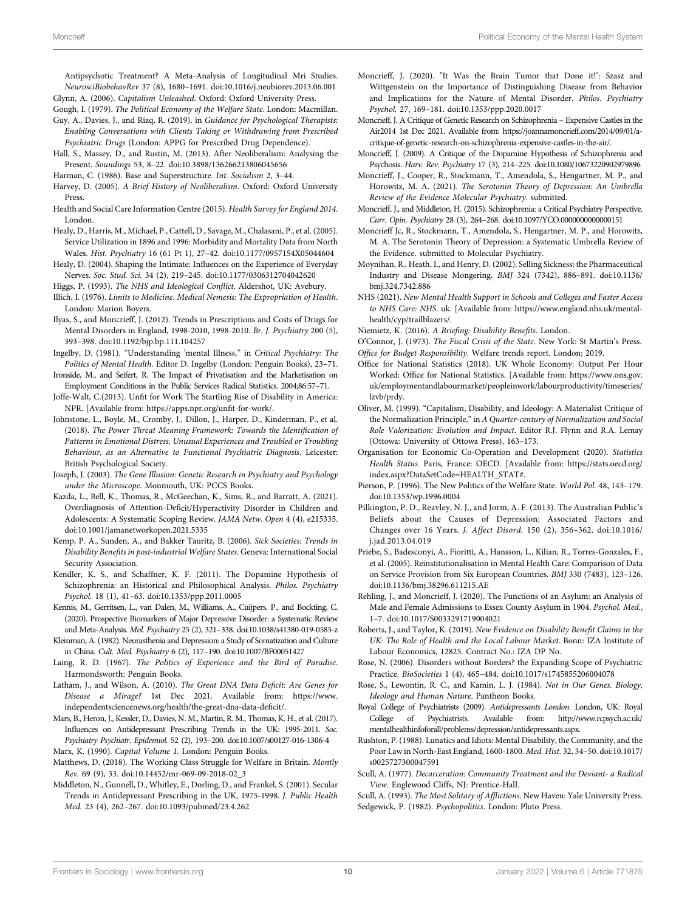Antipsychotic Treatment? A Meta-Analysis of Longitudinal Mri Studies. *NeurosciBiobehavRev* 37 (8), 1680–1691. doi:10.1016/j.neubiorev.2013.06.001

Glynn, A. (2006). *Capitalism Unleashed*. Oxford: Oxford University Press.

Gough, I. (1979). *The Political Economy of the Welfare State*. London: Macmillan.

Guy, A., Davies, J., and Rizq, R. (2019). in *Guidance for Psychological Therapists: Enabling Conversations with Clients Taking or Withdrawing from Prescribed Psychiatric Drugs* (London: APPG for Prescribed Drug Dependence).

Hall, S., Massey, D., and Rustin, M. (2013). After Neoliberalism: Analysing the Present. *Soundings* 53, 8–22. doi:10.3898/136266213806045656

Harman, C. (1986). Base and Superstructure. *Int. Socialism* 2, 3–44.

Harvey, D. (2005). *A Brief History of Neoliberalism*. Oxford: Oxford University Press.

Health and Social Care Information Centre (2015). *Health Survey for England 2014*. London.

Healy, D., Harris, M., Michael, P., Cattell, D., Savage, M., Chalasani, P., et al. (2005). Service Utilization in 1896 and 1996: Morbidity and Mortality Data from North Wales. *Hist. Psychiatry* 16 (61 Pt 1), 27–42. doi:10.1177/0957154X05044604

Healy, D. (2004). Shaping the Intimate: Influences on the Experience of Everyday Nerves. *Soc. Stud. Sci.* 34 (2), 219–245. doi:10.1177/0306312704042620

Higgs, P. (1993). *The NHS and Ideological Conflict*. Aldershot, UK: Avebury.

Illich, I. (1976). *Limits to Medicine. Medical Nemesis: The Expropriation of Health*. London: Marion Boyers.

Ilyas, S., and Moncrieff, J. (2012). Trends in Prescriptions and Costs of Drugs for Mental Disorders in England, 1998-2010, 1998-2010. *Br. J. Psychiatry* 200 (5), 393–398. doi:10.1192/bjp.bp.111.104257

Ingelby, D. (1981). "Understanding 'mental Illness," in *Critical Psychiatry: The Politics of Mental Health*. Editor D. Ingelby (London: Penguin Books), 23–71.

Ironside, M., and Seifert, R. The Impact of Privatisation and the Marketisation on Employment Conditions in the Public Services Radical Statistics. 2004;86:57–71.

Joffe-Walt, C.(2013). Unfit for Work The Startling Rise of Disability in America: NPR. [Available from: https://apps.npr.org/unfit-for-work/.

Johnstone, L., Boyle, M., Cromby, J., Dillon, J., Harper, D., Kinderman, P., et al. (2018). *The Power Threat Meaning Framework: Towards the Identification of Patterns in Emotional Distress, Unusual Experiences and Troubled or Troubling Behaviour, as an Alternative to Functional Psychiatric Diagnosis*. Leicester: British Psychological Society.

Joseph, J. (2003). *The Gene Illusion: Genetic Research in Psychiatry and Psychology under the Microscope*. Monmouth, UK: PCCS Books.

Kazda, L., Bell, K., Thomas, R., McGeechan, K., Sims, R., and Barratt, A. (2021). Overdiagnosis of Attention-Deficit/Hyperactivity Disorder in Children and Adolescents: A Systematic Scoping Review. *JAMA Netw. Open* 4 (4), e215335. doi:10.1001/jamanetworkopen.2021.5335

Kemp, P. A., Sunden, A., and Bakker Tauritz, B. (2006). *Sick Societies: Trends in Disability Benefits in post-industrial Welfare States*. Geneva: International Social Security Association.

Kendler, K. S., and Schaffner, K. F. (2011). The Dopamine Hypothesis of Schizophrenia: an Historical and Philosophical Analysis. *Philos. Psychiatry Psychol.* 18 (1), 41–63. doi:10.1353/ppp.2011.0005

Kennis, M., Gerritsen, L., van Dalen, M., Williams, A., Cuijpers, P., and Bockting, C. (2020). Prospective Biomarkers of Major Depressive Disorder: a Systematic Review and Meta-Analysis. *Mol. Psychiatry* 25 (2), 321–338. doi:10.1038/s41380-019-0585-z

Kleinman, A. (1982). Neurasthenia and Depression: a Study of Somatization and Culture in China. *Cult. Med. Psychiatry* 6 (2), 117–190. doi:10.1007/BF00051427

Laing, R. D. (1967). *The Politics of Experience and the Bird of Paradise*. Harmondsworth: Penguin Books.

Latham, J., and Wilson, A. (2010). *The Great DNA Data Deficit: Are Genes for Disease a Mirage?* 1st Dec 2021. Available from: https://www.independentsciencenews.org/health/the-great-dna-data-deficit/.

Mars, B., Heron, J., Kessler, D., Davies, N. M., Martin, R. M., Thomas, K. H., et al. (2017). Influences on Antidepressant Prescribing Trends in the UK: 1995-2011. *Soc. Psychiatry Psychiatr. Epidemiol.* 52 (2), 193–200. doi:10.1007/s00127-016-1306-4

Marx, K. (1990). *Capital Volume 1*. London: Penguin Books.

Matthews, D. (2018). The Working Class Struggle for Welfare in Britain. *Montly Rev.* 69 (9), 33. doi:10.14452/mr-069-09-2018-02_3

Middleton, N., Gunnell, D., Whitley, E., Dorling, D., and Frankel, S. (2001). Secular Trends in Antidepressant Prescribing in the UK, 1975-1998. *J. Public Health Med.* 23 (4), 262–267. doi:10.1093/pubmed/23.4.262

Moncrieff, J. (2020). "It Was the Brain Tumor that Done it!": Szasz and Wittgenstein on the Importance of Distinguishing Disease from Behavior and Implications for the Nature of Mental Disorder. *Philos. Psychiatry Psychol.* 27, 169–181. doi:10.1353/ppp.2020.0017

Moncrieff, J. A Critique of Genetic Research on Schizophrenia – Expensive Castles in the Air2014 1st Dec 2021. Available from: https://joannamoncrieff.com/2014/09/01/a-critique-of-genetic-research-on-schizophrenia-expensive-castles-in-the-air/.

Moncrieff, J. (2009). A Critique of the Dopamine Hypothesis of Schizophrenia and Psychosis. *Harv. Rev. Psychiatry* 17 (3), 214–225. doi:10.1080/10673220902979896

Moncrieff, J., Cooper, R., Stockmann, T., Amendola, S., Hengartner, M. P., and Horowitz, M. A. (2021). *The Serotonin Theory of Depression: An Umbrella Review of the Evidence Molecular Psychiatry*. submitted.

Moncrieff, J., and Middleton, H. (2015). Schizophrenia: a Critical Psychiatry Perspective. *Curr. Opin. Psychiatry* 28 (3), 264–268. doi:10.1097/YCO.0000000000000151

Moncrieff Jc, R., Stockmann, T., Amendola, S., Hengartner, M. P., and Horowitz, M. A. The Serotonin Theory of Depression: a Systematic Umbrella Review of the Evidence. submitted to Molecular Psychiatry.

Moynihan, R., Heath, I., and Henry, D. (2002). Selling Sickness: the Pharmaceutical Industry and Disease Mongering. *BMJ* 324 (7342), 886–891. doi:10.1136/bmj.324.7342.886

NHS (2021). *New Mental Health Support in Schools and Colleges and Faster Access to NHS Care: NHS*. uk. [Available from: https://www.england.nhs.uk/mental-health/cyp/trailblazers/.

Niemietz, K. (2016). *A Briefing: Disability Benefits*. London.

O'Connor, J. (1973). *The Fiscal Crisis of the State*. New York: St Martin's Press.

*Office for Budget Responsibility*. Welfare trends report. London; 2019.

Office for National Statistics (2018). UK Whole Economy: Output Per Hour Worked: Office for National Statistics. [Available from: https://www.ons.gov.uk/employmentandlabourmarket/peopleinwork/labourproductivity/timeseries/lzvb/prdy.

Oliver, M. (1999). "Capitalism, Disability, and Ideology: A Materialist Critique of the Normalization Principle," in *A Quarter-century of Normalization and Social Role Valorization: Evolution and Impact*. Editor R.J. Flynn and R.A. Lemay (Ottowa: University of Ottowa Press), 163–173.

Organisation for Economic Co-Operation and Development (2020). *Statistics Health Status*. Paris, France: OECD. [Available from: https://stats.oecd.org/index.aspx?DataSetCode=HEALTH_STAT#.

Pierson, P. (1996). The New Politics of the Welfare State. *World Pol.* 48, 143–179. doi:10.1353/wp.1996.0004

Pilkington, P. D., Reavley, N. J., and Jorm, A. F. (2013). The Australian Public's Beliefs about the Causes of Depression: Associated Factors and Changes over 16 Years. *J. Affect Disord.* 150 (2), 356–362. doi:10.1016/j.jad.2013.04.019

Priebe, S., Badesconyi, A., Fioritti, A., Hansson, L., Kilian, R., Torres-Gonzales, F., et al. (2005). Reinstitutionalisation in Mental Health Care: Comparison of Data on Service Provision from Six European Countries. *BMJ* 330 (7483), 123–126. doi:10.1136/bmj.38296.611215.AE

Rehling, J., and Moncrieff, J. (2020). The Functions of an Asylum: an Analysis of Male and Female Admissions to Essex County Asylum in 1904. *Psychol. Med.*, 1–7. doi:10.1017/S0033291719004021

Roberts, J., and Taylor, K. (2019). *New Evidence on Disability Benefit Claims in the UK: The Role of Health and the Local Labour Market*. Bonn: IZA Institute of Labour Economics, 12825. Contract No.: IZA DP No.

Rose, N. (2006). Disorders without Borders? the Expanding Scope of Psychiatric Practice. *BioSocieties* 1 (4), 465–484. doi:10.1017/s1745855206004078

Rose, S., Lewontin, R. C., and Kamin, L. J. (1984). *Not in Our Genes. Biology, Ideology and Human Nature*. Pantheon Books.

Royal College of Psychiatrists (2009). *Antidepressants London*. London, UK: Royal College of Psychiatrists. Available from: http://www.rcpsych.ac.uk/mentalhealthinfoforall/problems/depression/antidepressants.aspx.

Rushton, P. (1988). Lunatics and Idiots: Mental Disability, the Community, and the Poor Law in North-East England, 1600-1800. *Med. Hist.* 32, 34–50. doi:10.1017/s0025727300047591

Scull, A. (1977). *Decarceration: Community Treatment and the Deviant- a Radical View*. Englewood Cliffs, NJ: Prentice-Hall.

Scull, A. (1993). *The Most Solitary of Afflictions*. New Haven: Yale University Press.

Sedgewick, P. (1982). *Psychopolitics*. London: Pluto Press.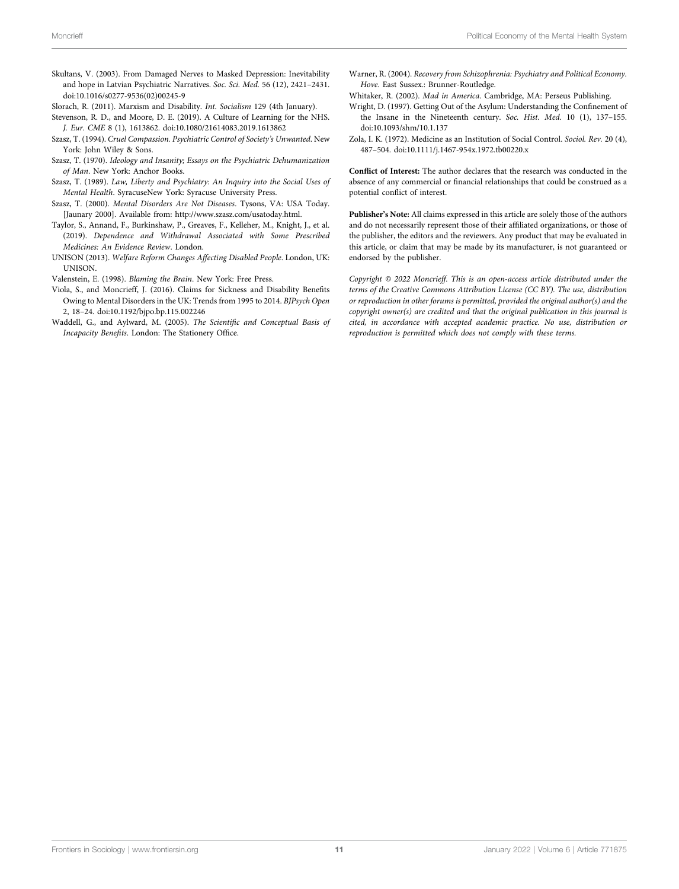Skultans, V. (2003). From Damaged Nerves to Masked Depression: Inevitability and hope in Latvian Psychiatric Narratives. *Soc. Sci. Med.* 56 (12), 2421–2431. doi:10.1016/s0277-9536(02)00245-9

Slorach, R. (2011). Marxism and Disability. *Int. Socialism* 129 (4th January).

Stevenson, R. D., and Moore, D. E. (2019). A Culture of Learning for the NHS. *J. Eur. CME* 8 (1), 1613862. doi:10.1080/21614083.2019.1613862

Szasz, T. (1994). *Cruel Compassion. Psychiatric Control of Society's Unwanted*. New York: John Wiley & Sons.

Szasz, T. (1970). *Ideology and Insanity; Essays on the Psychiatric Dehumanization of Man*. New York: Anchor Books.

Szasz, T. (1989). *Law, Liberty and Psychiatry: An Inquiry into the Social Uses of Mental Health*. SyracuseNew York: Syracuse University Press.

Szasz, T. (2000). *Mental Disorders Are Not Diseases*. Tysons, VA: USA Today. [Jaunary 2000]. Available from: http://www.szasz.com/usatoday.html.

Taylor, S., Annand, F., Burkinshaw, P., Greaves, F., Kelleher, M., Knight, J., et al. (2019). *Dependence and Withdrawal Associated with Some Prescribed Medicines: An Evidence Review*. London.

UNISON (2013). *Welfare Reform Changes Affecting Disabled People*. London, UK: UNISON.

Valenstein, E. (1998). *Blaming the Brain*. New York: Free Press.

Viola, S., and Moncrieff, J. (2016). Claims for Sickness and Disability Benefits Owing to Mental Disorders in the UK: Trends from 1995 to 2014. *BJPsych Open* 2, 18–24. doi:10.1192/bjpo.bp.115.002246

Waddell, G., and Aylward, M. (2005). *The Scientific and Conceptual Basis of Incapacity Benefits*. London: The Stationery Office.

Warner, R. (2004). *Recovery from Schizophrenia: Psychiatry and Political Economy*. *Hove*. East Sussex.: Brunner-Routledge.

Whitaker, R. (2002). *Mad in America*. Cambridge, MA: Perseus Publishing.

Wright, D. (1997). Getting Out of the Asylum: Understanding the Confinement of the Insane in the Nineteenth century. *Soc. Hist. Med.* 10 (1), 137–155. doi:10.1093/shm/10.1.137

Zola, I. K. (1972). Medicine as an Institution of Social Control. *Sociol. Rev.* 20 (4), 487–504. doi:10.1111/j.1467-954x.1972.tb00220.x

**Conflict of Interest:** The author declares that the research was conducted in the absence of any commercial or financial relationships that could be construed as a potential conflict of interest.

**Publisher's Note:** All claims expressed in this article are solely those of the authors and do not necessarily represent those of their affiliated organizations, or those of the publisher, the editors and the reviewers. Any product that may be evaluated in this article, or claim that may be made by its manufacturer, is not guaranteed or endorsed by the publisher.

*Copyright © 2022 Moncrieff. This is an open-access article distributed under the terms of the Creative Commons Attribution License (CC BY). The use, distribution or reproduction in other forums is permitted, provided the original author(s) and the copyright owner(s) are credited and that the original publication in this journal is cited, in accordance with accepted academic practice. No use, distribution or reproduction is permitted which does not comply with these terms.*